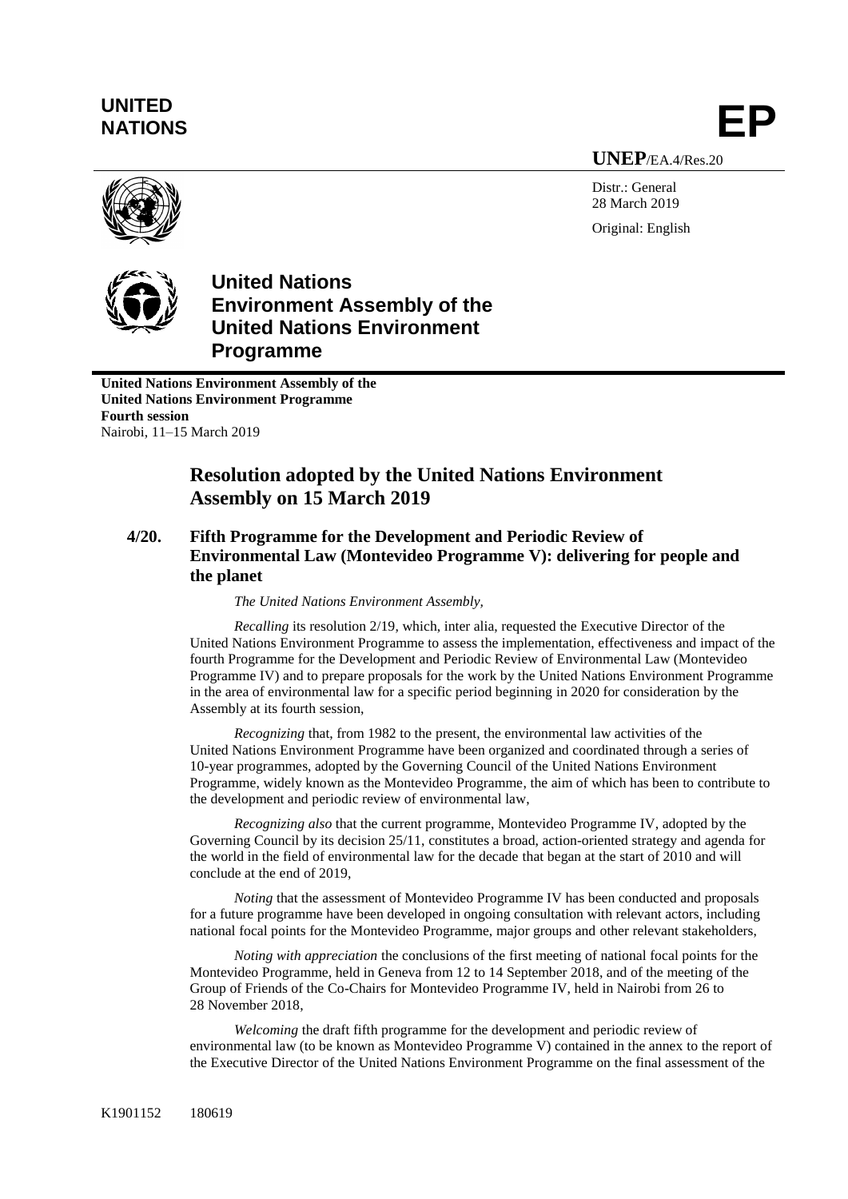**UNITED NATIONS** **EP**

**UNEP**/EA.4/Res.20

Distr.: General
28 March 2019

Original: English

# United Nations Environment Assembly of the United Nations Environment Programme

**United Nations Environment Assembly of the United Nations Environment Programme**
**Fourth session**
Nairobi, 11–15 March 2019

## Resolution adopted by the United Nations Environment Assembly on 15 March 2019

### 4/20. Fifth Programme for the Development and Periodic Review of Environmental Law (Montevideo Programme V): delivering for people and the planet

*The United Nations Environment Assembly,*

*Recalling* its resolution 2/19, which, inter alia, requested the Executive Director of the United Nations Environment Programme to assess the implementation, effectiveness and impact of the fourth Programme for the Development and Periodic Review of Environmental Law (Montevideo Programme IV) and to prepare proposals for the work by the United Nations Environment Programme in the area of environmental law for a specific period beginning in 2020 for consideration by the Assembly at its fourth session,

*Recognizing* that, from 1982 to the present, the environmental law activities of the United Nations Environment Programme have been organized and coordinated through a series of 10-year programmes, adopted by the Governing Council of the United Nations Environment Programme, widely known as the Montevideo Programme, the aim of which has been to contribute to the development and periodic review of environmental law,

*Recognizing also* that the current programme, Montevideo Programme IV, adopted by the Governing Council by its decision 25/11, constitutes a broad, action-oriented strategy and agenda for the world in the field of environmental law for the decade that began at the start of 2010 and will conclude at the end of 2019,

*Noting* that the assessment of Montevideo Programme IV has been conducted and proposals for a future programme have been developed in ongoing consultation with relevant actors, including national focal points for the Montevideo Programme, major groups and other relevant stakeholders,

*Noting with appreciation* the conclusions of the first meeting of national focal points for the Montevideo Programme, held in Geneva from 12 to 14 September 2018, and of the meeting of the Group of Friends of the Co-Chairs for Montevideo Programme IV, held in Nairobi from 26 to 28 November 2018,

*Welcoming* the draft fifth programme for the development and periodic review of environmental law (to be known as Montevideo Programme V) contained in the annex to the report of the Executive Director of the United Nations Environment Programme on the final assessment of the

K1901152 180619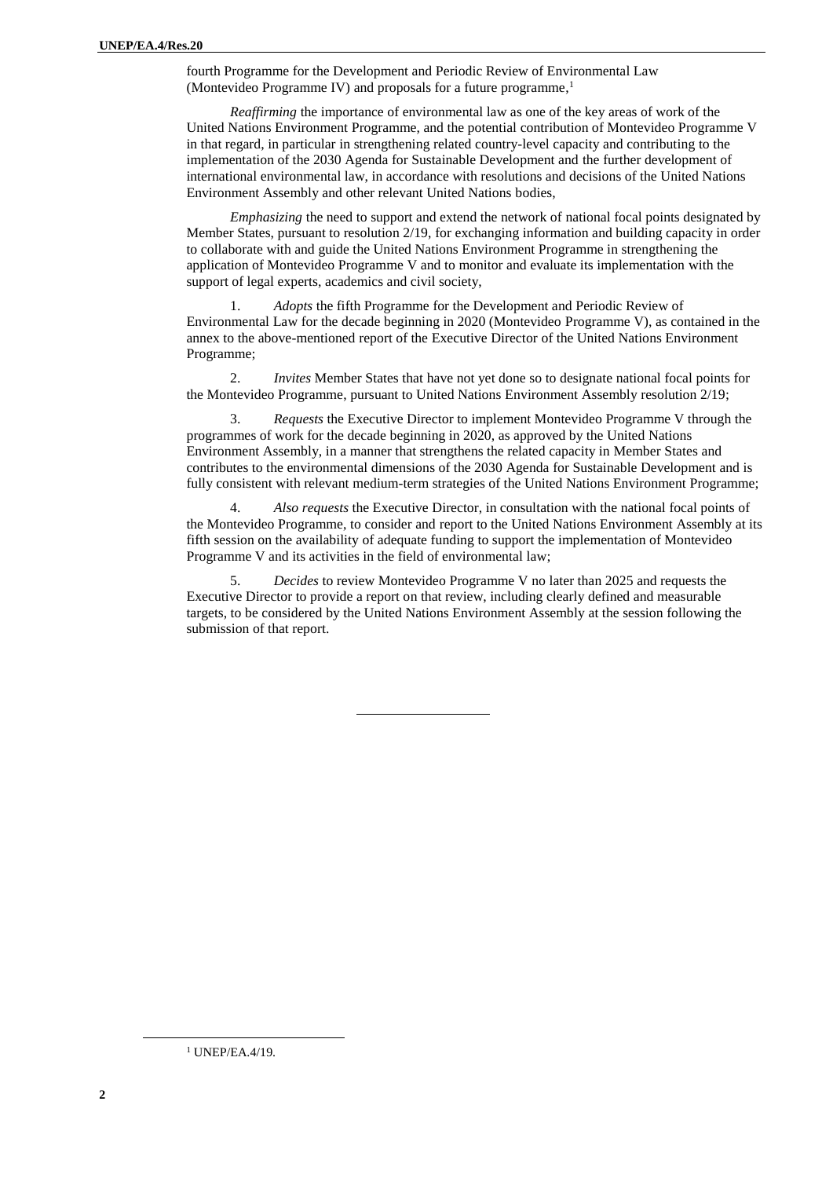fourth Programme for the Development and Periodic Review of Environmental Law (Montevideo Programme IV) and proposals for a future programme,[1]

*Reaffirming* the importance of environmental law as one of the key areas of work of the United Nations Environment Programme, and the potential contribution of Montevideo Programme V in that regard, in particular in strengthening related country-level capacity and contributing to the implementation of the 2030 Agenda for Sustainable Development and the further development of international environmental law, in accordance with resolutions and decisions of the United Nations Environment Assembly and other relevant United Nations bodies,

*Emphasizing* the need to support and extend the network of national focal points designated by Member States, pursuant to resolution 2/19, for exchanging information and building capacity in order to collaborate with and guide the United Nations Environment Programme in strengthening the application of Montevideo Programme V and to monitor and evaluate its implementation with the support of legal experts, academics and civil society,

1. *Adopts* the fifth Programme for the Development and Periodic Review of Environmental Law for the decade beginning in 2020 (Montevideo Programme V), as contained in the annex to the above-mentioned report of the Executive Director of the United Nations Environment Programme;

2. *Invites* Member States that have not yet done so to designate national focal points for the Montevideo Programme, pursuant to United Nations Environment Assembly resolution 2/19;

3. *Requests* the Executive Director to implement Montevideo Programme V through the programmes of work for the decade beginning in 2020, as approved by the United Nations Environment Assembly, in a manner that strengthens the related capacity in Member States and contributes to the environmental dimensions of the 2030 Agenda for Sustainable Development and is fully consistent with relevant medium-term strategies of the United Nations Environment Programme;

4. *Also requests* the Executive Director, in consultation with the national focal points of the Montevideo Programme, to consider and report to the United Nations Environment Assembly at its fifth session on the availability of adequate funding to support the implementation of Montevideo Programme V and its activities in the field of environmental law;

5. *Decides* to review Montevideo Programme V no later than 2025 and requests the Executive Director to provide a report on that review, including clearly defined and measurable targets, to be considered by the United Nations Environment Assembly at the session following the submission of that report.

---

[1] UNEP/EA.4/19.